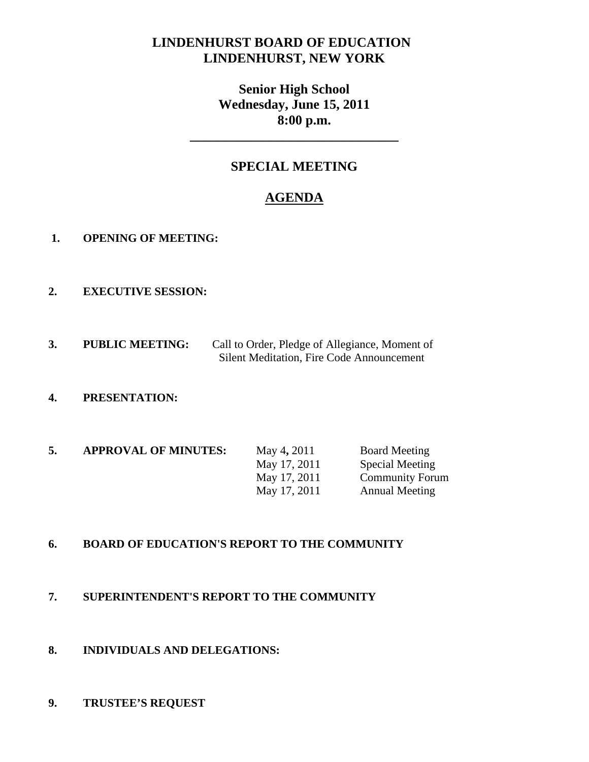# LINDENHURST BOARD OF EDUCATION
# LINDENHURST, NEW YORK

**Senior High School**
**Wednesday, June 15, 2011**
**8:00 p.m.**

---

## SPECIAL MEETING

## AGENDA

1. **OPENING OF MEETING:**

2. **EXECUTIVE SESSION:**

3. **PUBLIC MEETING:** Call to Order, Pledge of Allegiance, Moment of Silent Meditation, Fire Code Announcement

4. **PRESENTATION:**

5. **APPROVAL OF MINUTES:**

| | |
|---|---|
| May 4, 2011 | Board Meeting |
| May 17, 2011 | Special Meeting |
| May 17, 2011 | Community Forum |
| May 17, 2011 | Annual Meeting |

6. **BOARD OF EDUCATION'S REPORT TO THE COMMUNITY**

7. **SUPERINTENDENT'S REPORT TO THE COMMUNITY**

8. **INDIVIDUALS AND DELEGATIONS:**

9. **TRUSTEE'S REQUEST**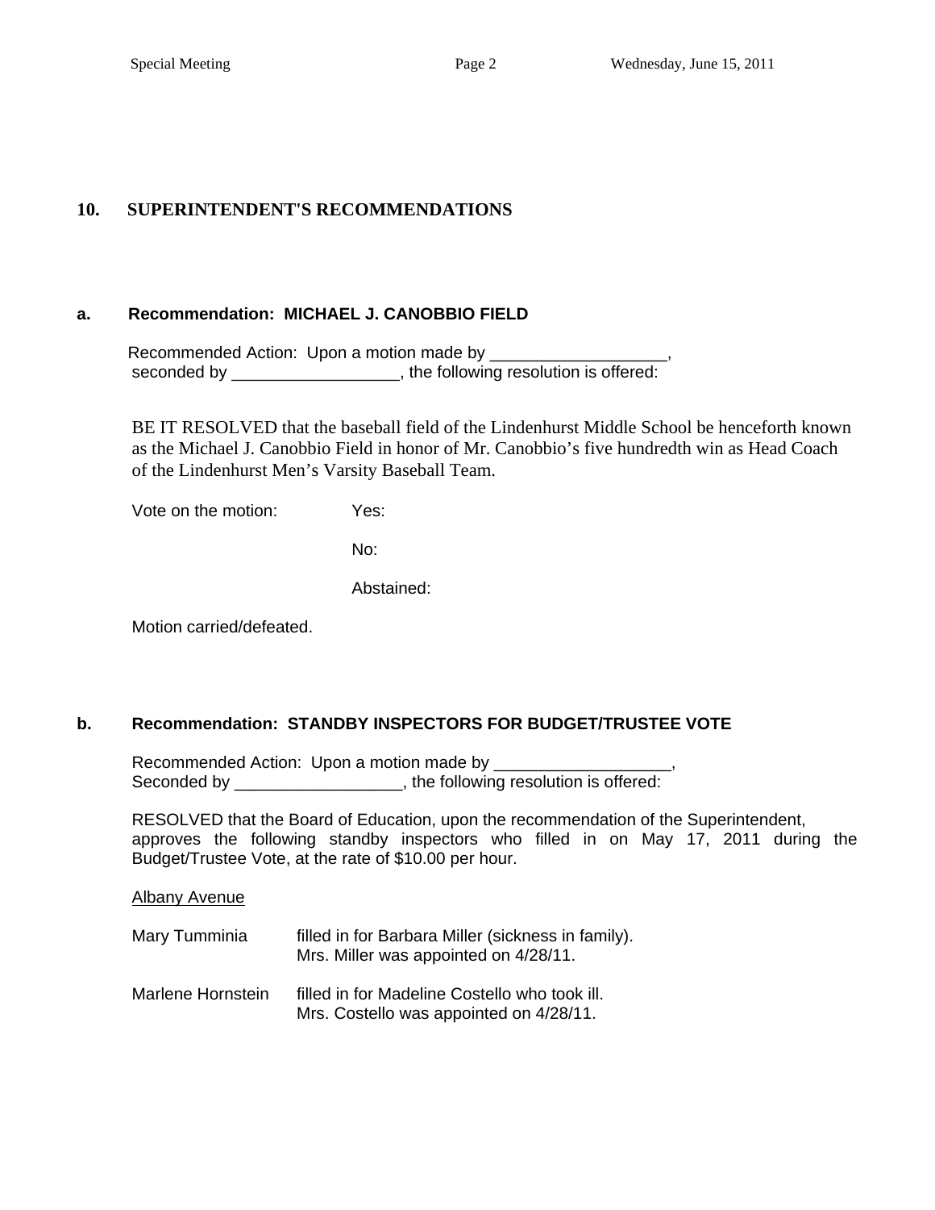## 10. SUPERINTENDENT'S RECOMMENDATIONS

### a. Recommendation: MICHAEL J. CANOBBIO FIELD

Recommended Action: Upon a motion made by ___________________, seconded by __________________, the following resolution is offered:

BE IT RESOLVED that the baseball field of the Lindenhurst Middle School be henceforth known as the Michael J. Canobbio Field in honor of Mr. Canobbio's five hundredth win as Head Coach of the Lindenhurst Men's Varsity Baseball Team.

Vote on the motion: Yes:

No:

Abstained:

Motion carried/defeated.

### b. Recommendation: STANDBY INSPECTORS FOR BUDGET/TRUSTEE VOTE

Recommended Action: Upon a motion made by ___________________, Seconded by __________________, the following resolution is offered:

RESOLVED that the Board of Education, upon the recommendation of the Superintendent, approves the following standby inspectors who filled in on May 17, 2011 during the Budget/Trustee Vote, at the rate of $10.00 per hour.

Albany Avenue

| | |
|---|---|
| Mary Tumminia | filled in for Barbara Miller (sickness in family). Mrs. Miller was appointed on 4/28/11. |
| Marlene Hornstein | filled in for Madeline Costello who took ill. Mrs. Costello was appointed on 4/28/11. |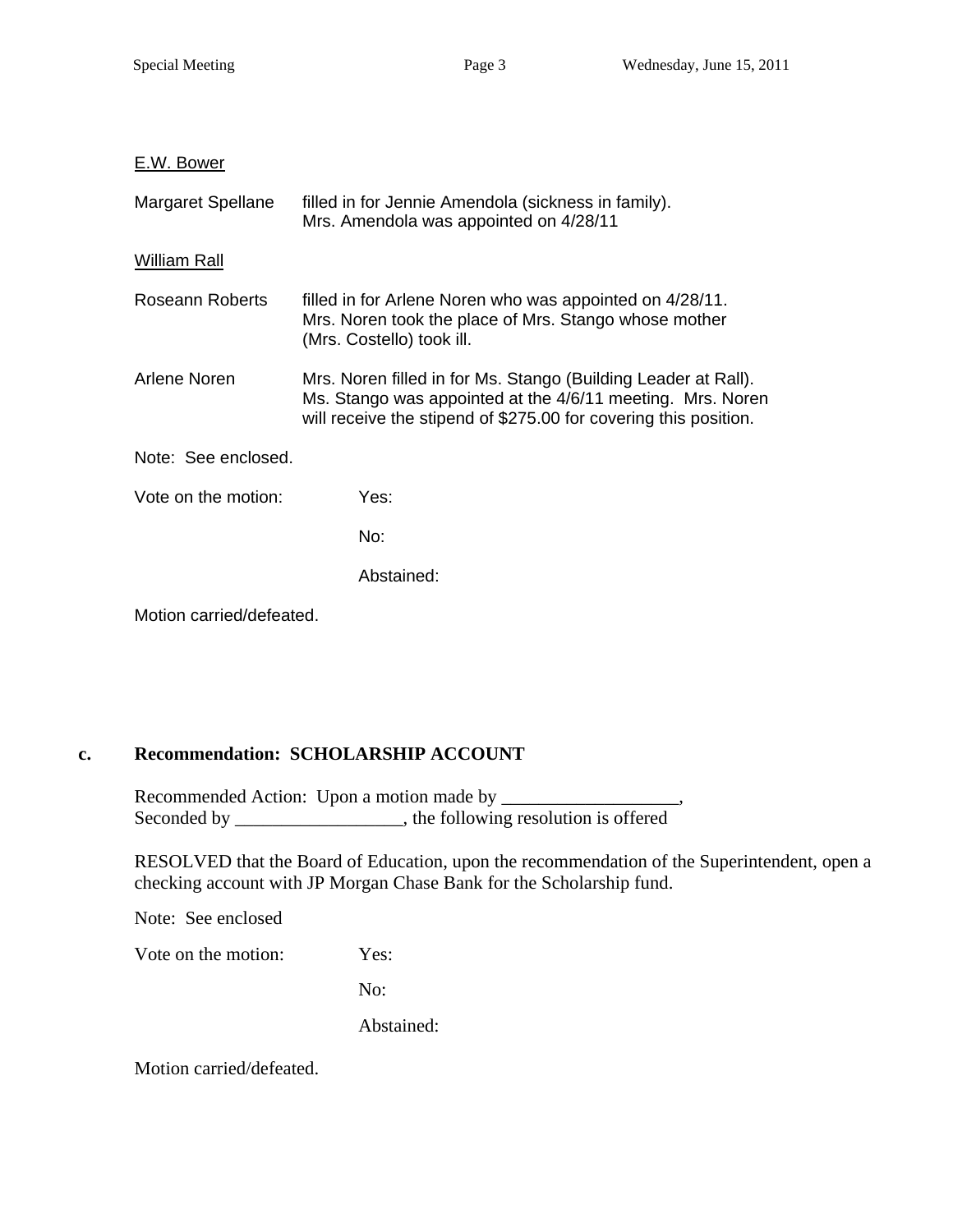E.W. Bower

| | |
|---|---|
| Margaret Spellane | filled in for Jennie Amendola (sickness in family). Mrs. Amendola was appointed on 4/28/11 |

William Rall

| | |
|---|---|
| Roseann Roberts | filled in for Arlene Noren who was appointed on 4/28/11. Mrs. Noren took the place of Mrs. Stango whose mother (Mrs. Costello) took ill. |
| Arlene Noren | Mrs. Noren filled in for Ms. Stango (Building Leader at Rall). Ms. Stango was appointed at the 4/6/11 meeting. Mrs. Noren will receive the stipend of $275.00 for covering this position. |

Note: See enclosed.

Vote on the motion: Yes:

No:

Abstained:

Motion carried/defeated.

**c. Recommendation: SCHOLARSHIP ACCOUNT**

Recommended Action: Upon a motion made by ___________________,
Seconded by __________________, the following resolution is offered

RESOLVED that the Board of Education, upon the recommendation of the Superintendent, open a checking account with JP Morgan Chase Bank for the Scholarship fund.

Note: See enclosed

Vote on the motion: Yes:

No:

Abstained:

Motion carried/defeated.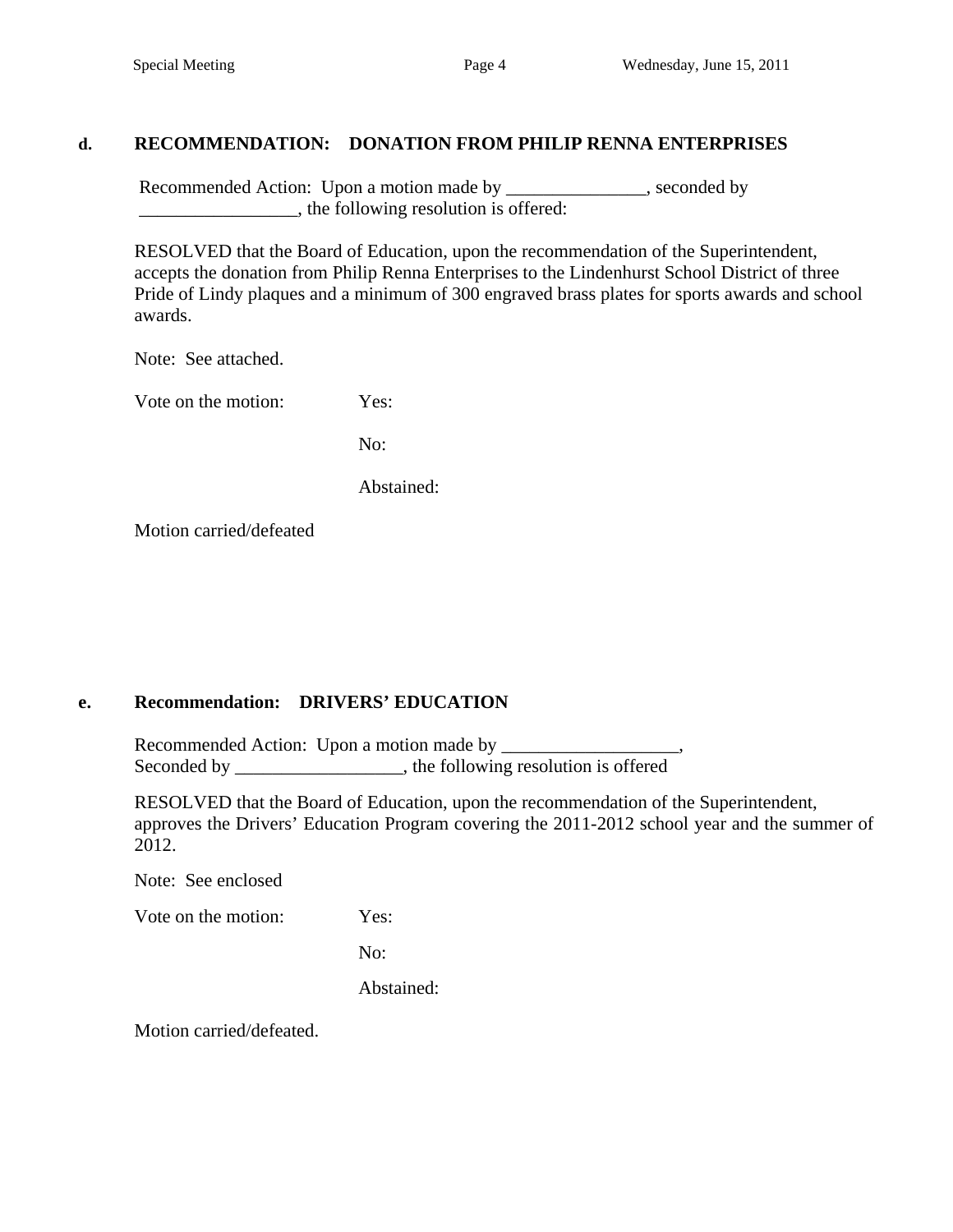**d. RECOMMENDATION: DONATION FROM PHILIP RENNA ENTERPRISES**

Recommended Action: Upon a motion made by _______________, seconded by _________________, the following resolution is offered:

RESOLVED that the Board of Education, upon the recommendation of the Superintendent, accepts the donation from Philip Renna Enterprises to the Lindenhurst School District of three Pride of Lindy plaques and a minimum of 300 engraved brass plates for sports awards and school awards.

Note: See attached.

Vote on the motion: Yes:

No:

Abstained:

Motion carried/defeated

**e. Recommendation: DRIVERS' EDUCATION**

Recommended Action: Upon a motion made by ___________________, Seconded by __________________, the following resolution is offered

RESOLVED that the Board of Education, upon the recommendation of the Superintendent, approves the Drivers' Education Program covering the 2011-2012 school year and the summer of 2012.

Note: See enclosed

Vote on the motion: Yes:

No:

Abstained:

Motion carried/defeated.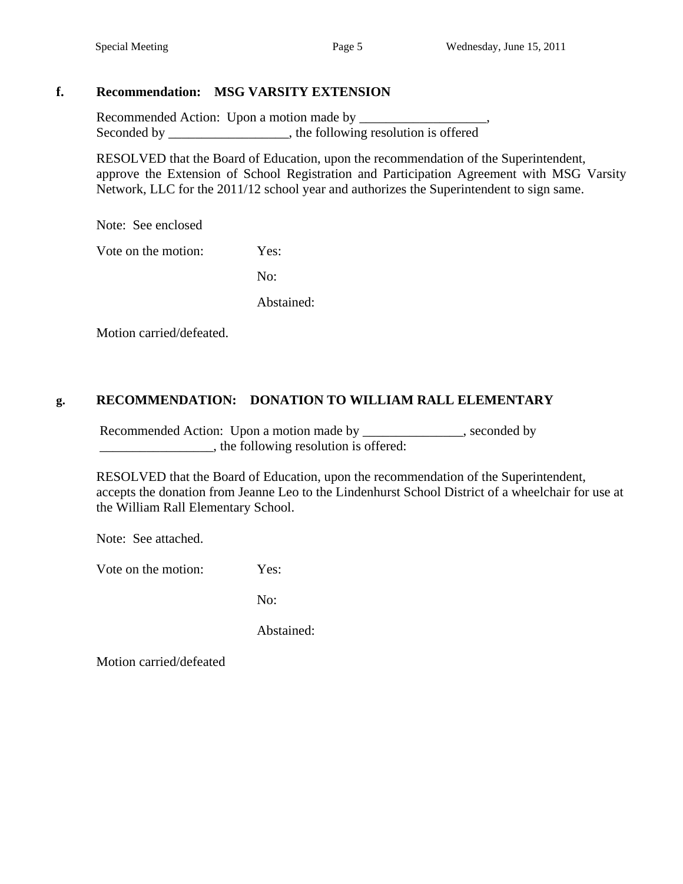**f. Recommendation: MSG VARSITY EXTENSION**

Recommended Action: Upon a motion made by ___________________,
Seconded by __________________, the following resolution is offered

RESOLVED that the Board of Education, upon the recommendation of the Superintendent, approve the Extension of School Registration and Participation Agreement with MSG Varsity Network, LLC for the 2011/12 school year and authorizes the Superintendent to sign same.

Note: See enclosed

Vote on the motion: Yes:

No:

Abstained:

Motion carried/defeated.

**g. RECOMMENDATION: DONATION TO WILLIAM RALL ELEMENTARY**

Recommended Action: Upon a motion made by _______________, seconded by _________________, the following resolution is offered:

RESOLVED that the Board of Education, upon the recommendation of the Superintendent, accepts the donation from Jeanne Leo to the Lindenhurst School District of a wheelchair for use at the William Rall Elementary School.

Note: See attached.

Vote on the motion: Yes:

No:

Abstained:

Motion carried/defeated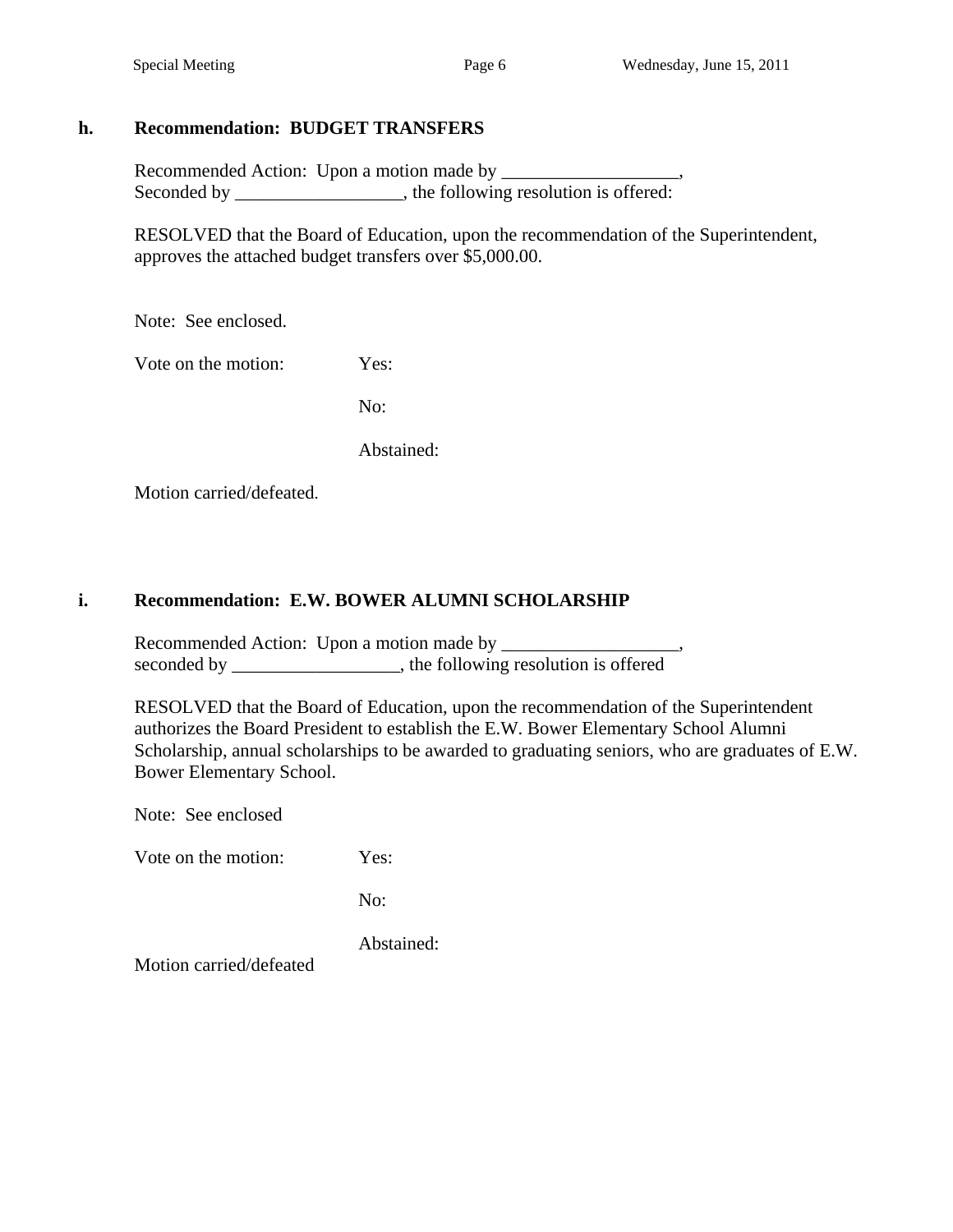**h. Recommendation: BUDGET TRANSFERS**

Recommended Action: Upon a motion made by ___________________,
Seconded by __________________, the following resolution is offered:

RESOLVED that the Board of Education, upon the recommendation of the Superintendent, approves the attached budget transfers over $5,000.00.

Note: See enclosed.

Vote on the motion: Yes:

No:

Abstained:

Motion carried/defeated.

**i. Recommendation: E.W. BOWER ALUMNI SCHOLARSHIP**

Recommended Action: Upon a motion made by ___________________,
seconded by __________________, the following resolution is offered

RESOLVED that the Board of Education, upon the recommendation of the Superintendent authorizes the Board President to establish the E.W. Bower Elementary School Alumni Scholarship, annual scholarships to be awarded to graduating seniors, who are graduates of E.W. Bower Elementary School.

Note: See enclosed

Vote on the motion: Yes:

No:

Abstained:

Motion carried/defeated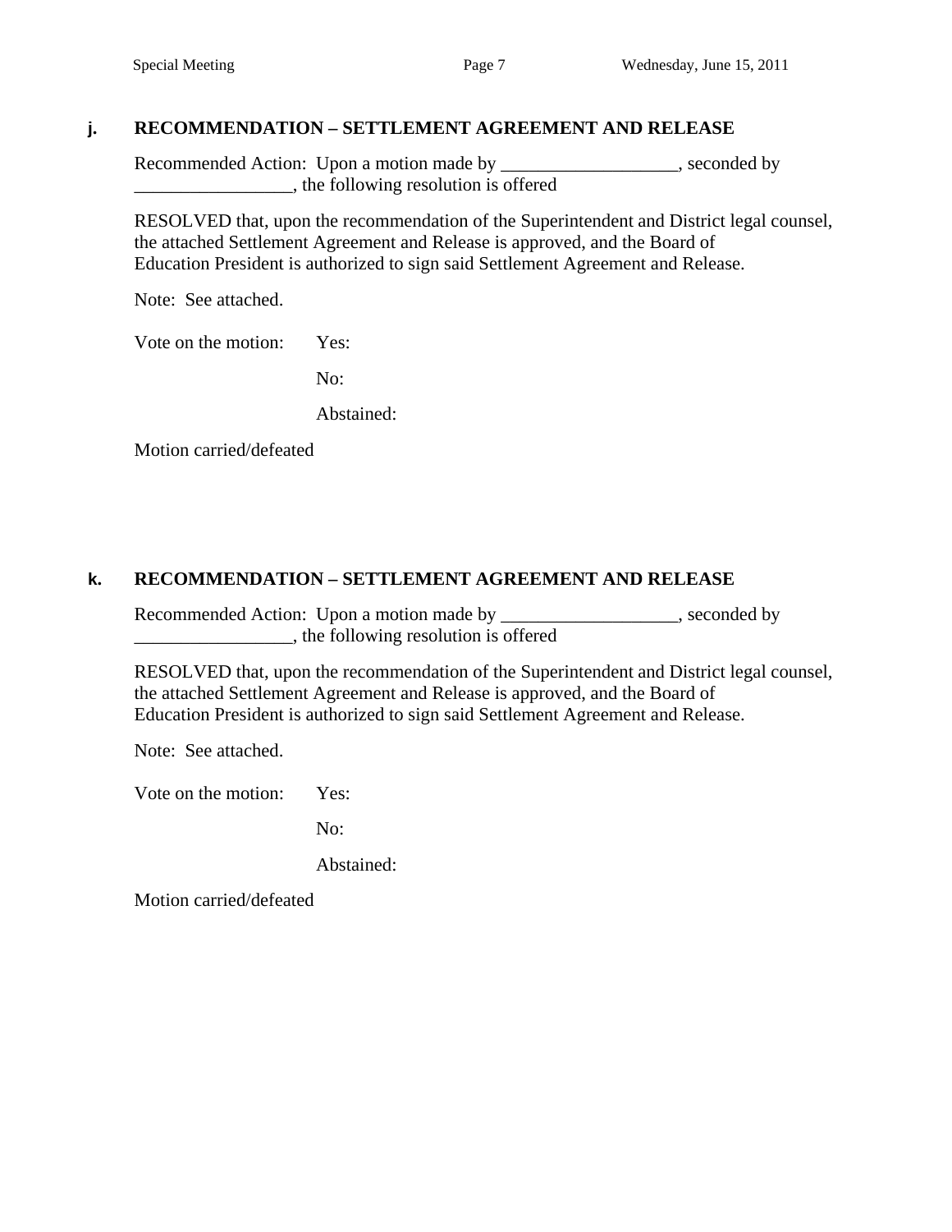### j. RECOMMENDATION – SETTLEMENT AGREEMENT AND RELEASE

Recommended Action: Upon a motion made by ___________________, seconded by _________________, the following resolution is offered

RESOLVED that, upon the recommendation of the Superintendent and District legal counsel, the attached Settlement Agreement and Release is approved, and the Board of Education President is authorized to sign said Settlement Agreement and Release.

Note: See attached.

Vote on the motion: Yes:

No:

Abstained:

Motion carried/defeated

### k. RECOMMENDATION – SETTLEMENT AGREEMENT AND RELEASE

Recommended Action: Upon a motion made by ___________________, seconded by _________________, the following resolution is offered

RESOLVED that, upon the recommendation of the Superintendent and District legal counsel, the attached Settlement Agreement and Release is approved, and the Board of Education President is authorized to sign said Settlement Agreement and Release.

Note: See attached.

Vote on the motion: Yes:

No:

Abstained:

Motion carried/defeated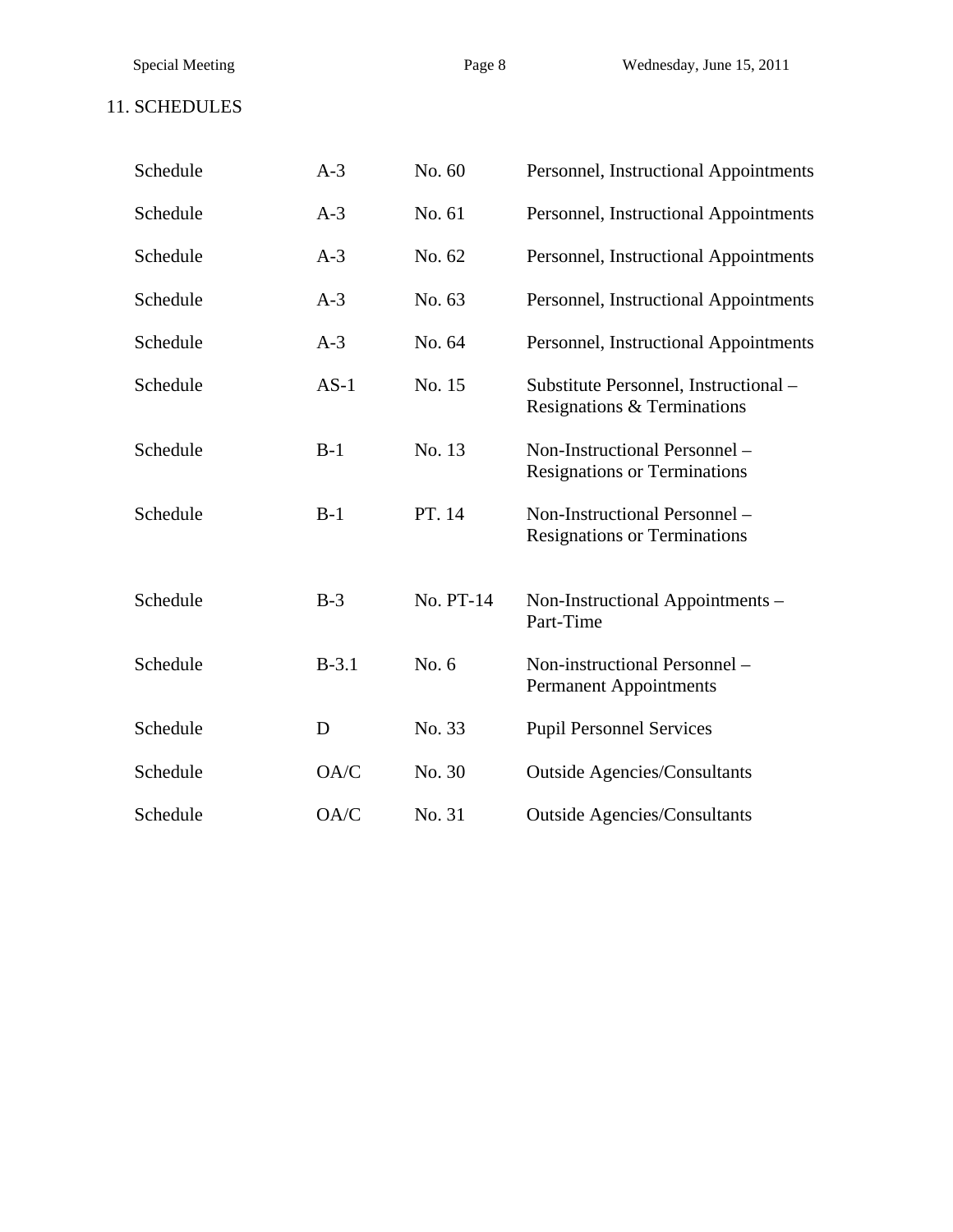## 11. SCHEDULES

| | | | |
|---|---|---|---|
| Schedule | A-3 | No. 60 | Personnel, Instructional Appointments |
| Schedule | A-3 | No. 61 | Personnel, Instructional Appointments |
| Schedule | A-3 | No. 62 | Personnel, Instructional Appointments |
| Schedule | A-3 | No. 63 | Personnel, Instructional Appointments |
| Schedule | A-3 | No. 64 | Personnel, Instructional Appointments |
| Schedule | AS-1 | No. 15 | Substitute Personnel, Instructional – Resignations & Terminations |
| Schedule | B-1 | No. 13 | Non-Instructional Personnel – Resignations or Terminations |
| Schedule | B-1 | PT. 14 | Non-Instructional Personnel – Resignations or Terminations |
| Schedule | B-3 | No. PT-14 | Non-Instructional Appointments – Part-Time |
| Schedule | B-3.1 | No. 6 | Non-instructional Personnel – Permanent Appointments |
| Schedule | D | No. 33 | Pupil Personnel Services |
| Schedule | OA/C | No. 30 | Outside Agencies/Consultants |
| Schedule | OA/C | No. 31 | Outside Agencies/Consultants |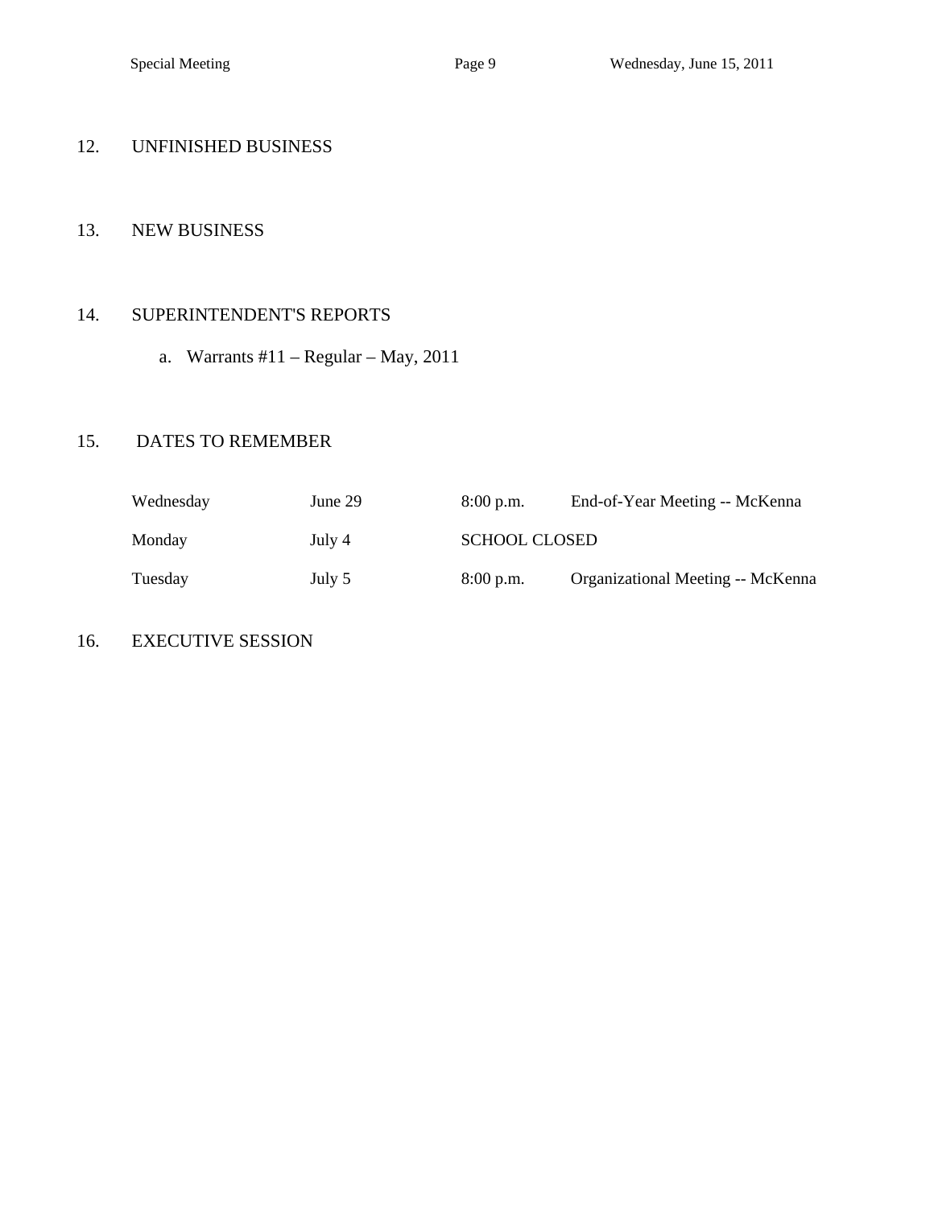12. UNFINISHED BUSINESS

13. NEW BUSINESS

14. SUPERINTENDENT'S REPORTS

   a. Warrants #11 – Regular – May, 2011

15. DATES TO REMEMBER

| | | | |
|---|---|---|---|
| Wednesday | June 29 | 8:00 p.m. | End-of-Year Meeting -- McKenna |
| Monday | July 4 | SCHOOL CLOSED | |
| Tuesday | July 5 | 8:00 p.m. | Organizational Meeting -- McKenna |

16. EXECUTIVE SESSION